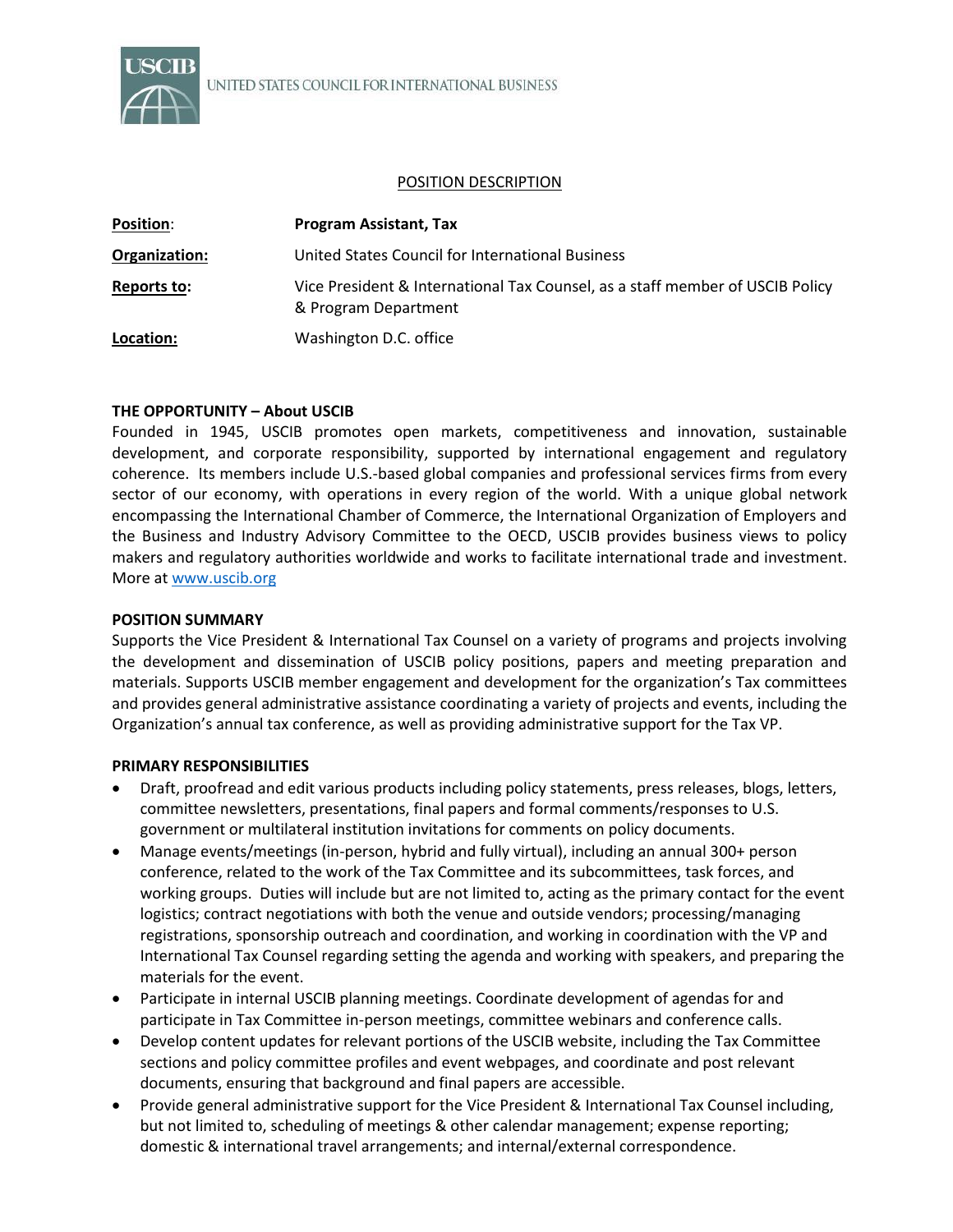USCIB

UNITED STATES COUNCIL FOR INTERNATIONAL BUSINESS

## POSITION DESCRIPTION

| | |
|---|---|
| **Position**: | **Program Assistant, Tax** |
| **Organization:** | United States Council for International Business |
| **Reports to:** | Vice President & International Tax Counsel, as a staff member of USCIB Policy & Program Department |
| **Location:** | Washington D.C. office |

### THE OPPORTUNITY – About USCIB

Founded in 1945, USCIB promotes open markets, competitiveness and innovation, sustainable development, and corporate responsibility, supported by international engagement and regulatory coherence. Its members include U.S.-based global companies and professional services firms from every sector of our economy, with operations in every region of the world. With a unique global network encompassing the International Chamber of Commerce, the International Organization of Employers and the Business and Industry Advisory Committee to the OECD, USCIB provides business views to policy makers and regulatory authorities worldwide and works to facilitate international trade and investment. More at [www.uscib.org](http://www.uscib.org)

### POSITION SUMMARY

Supports the Vice President & International Tax Counsel on a variety of programs and projects involving the development and dissemination of USCIB policy positions, papers and meeting preparation and materials. Supports USCIB member engagement and development for the organization's Tax committees and provides general administrative assistance coordinating a variety of projects and events, including the Organization's annual tax conference, as well as providing administrative support for the Tax VP.

### PRIMARY RESPONSIBILITIES

- Draft, proofread and edit various products including policy statements, press releases, blogs, letters, committee newsletters, presentations, final papers and formal comments/responses to U.S. government or multilateral institution invitations for comments on policy documents.
- Manage events/meetings (in-person, hybrid and fully virtual), including an annual 300+ person conference, related to the work of the Tax Committee and its subcommittees, task forces, and working groups. Duties will include but are not limited to, acting as the primary contact for the event logistics; contract negotiations with both the venue and outside vendors; processing/managing registrations, sponsorship outreach and coordination, and working in coordination with the VP and International Tax Counsel regarding setting the agenda and working with speakers, and preparing the materials for the event.
- Participate in internal USCIB planning meetings. Coordinate development of agendas for and participate in Tax Committee in-person meetings, committee webinars and conference calls.
- Develop content updates for relevant portions of the USCIB website, including the Tax Committee sections and policy committee profiles and event webpages, and coordinate and post relevant documents, ensuring that background and final papers are accessible.
- Provide general administrative support for the Vice President & International Tax Counsel including, but not limited to, scheduling of meetings & other calendar management; expense reporting; domestic & international travel arrangements; and internal/external correspondence.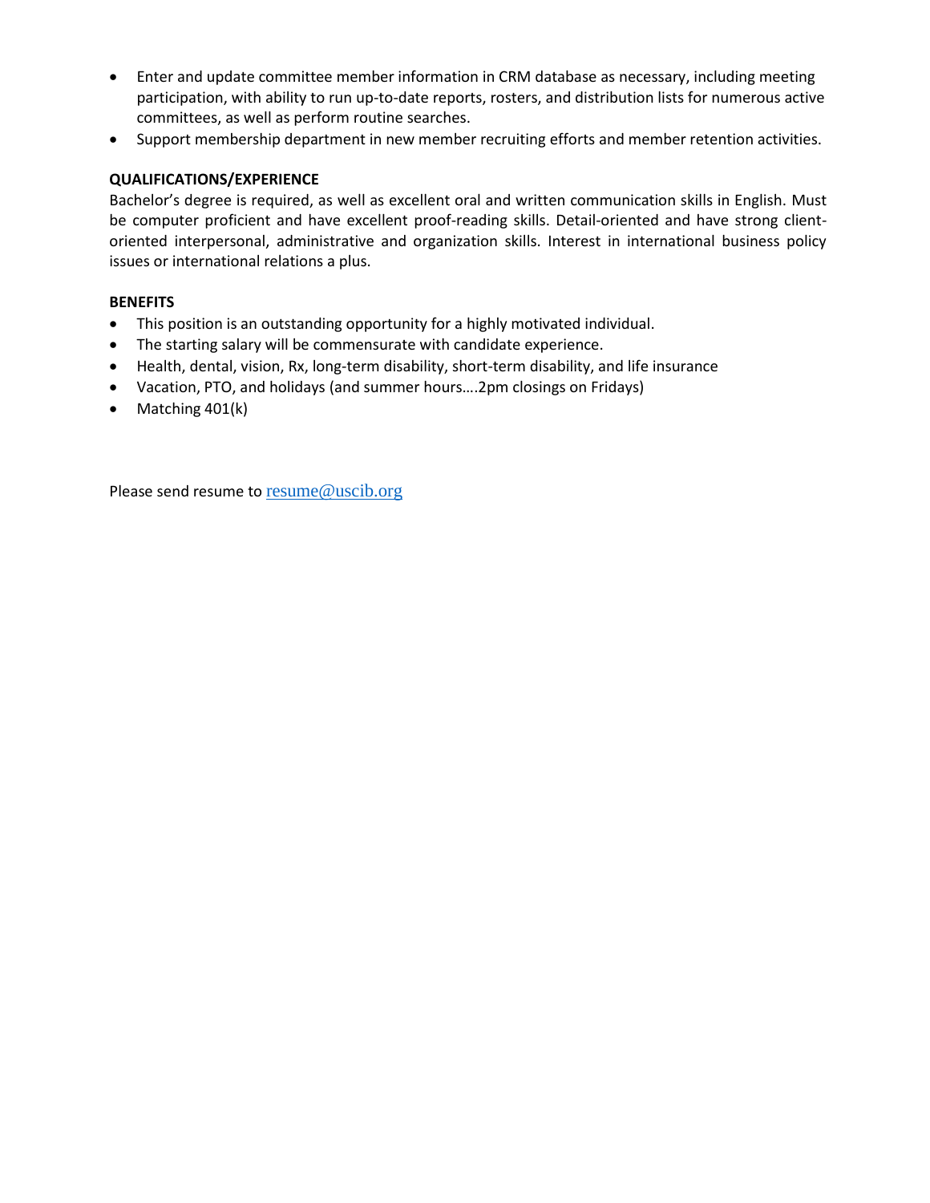- Enter and update committee member information in CRM database as necessary, including meeting participation, with ability to run up-to-date reports, rosters, and distribution lists for numerous active committees, as well as perform routine searches.
- Support membership department in new member recruiting efforts and member retention activities.

**QUALIFICATIONS/EXPERIENCE**

Bachelor's degree is required, as well as excellent oral and written communication skills in English. Must be computer proficient and have excellent proof-reading skills. Detail-oriented and have strong client-oriented interpersonal, administrative and organization skills. Interest in international business policy issues or international relations a plus.

**BENEFITS**

- This position is an outstanding opportunity for a highly motivated individual.
- The starting salary will be commensurate with candidate experience.
- Health, dental, vision, Rx, long-term disability, short-term disability, and life insurance
- Vacation, PTO, and holidays (and summer hours….2pm closings on Fridays)
- Matching 401(k)

Please send resume to resume@uscib.org